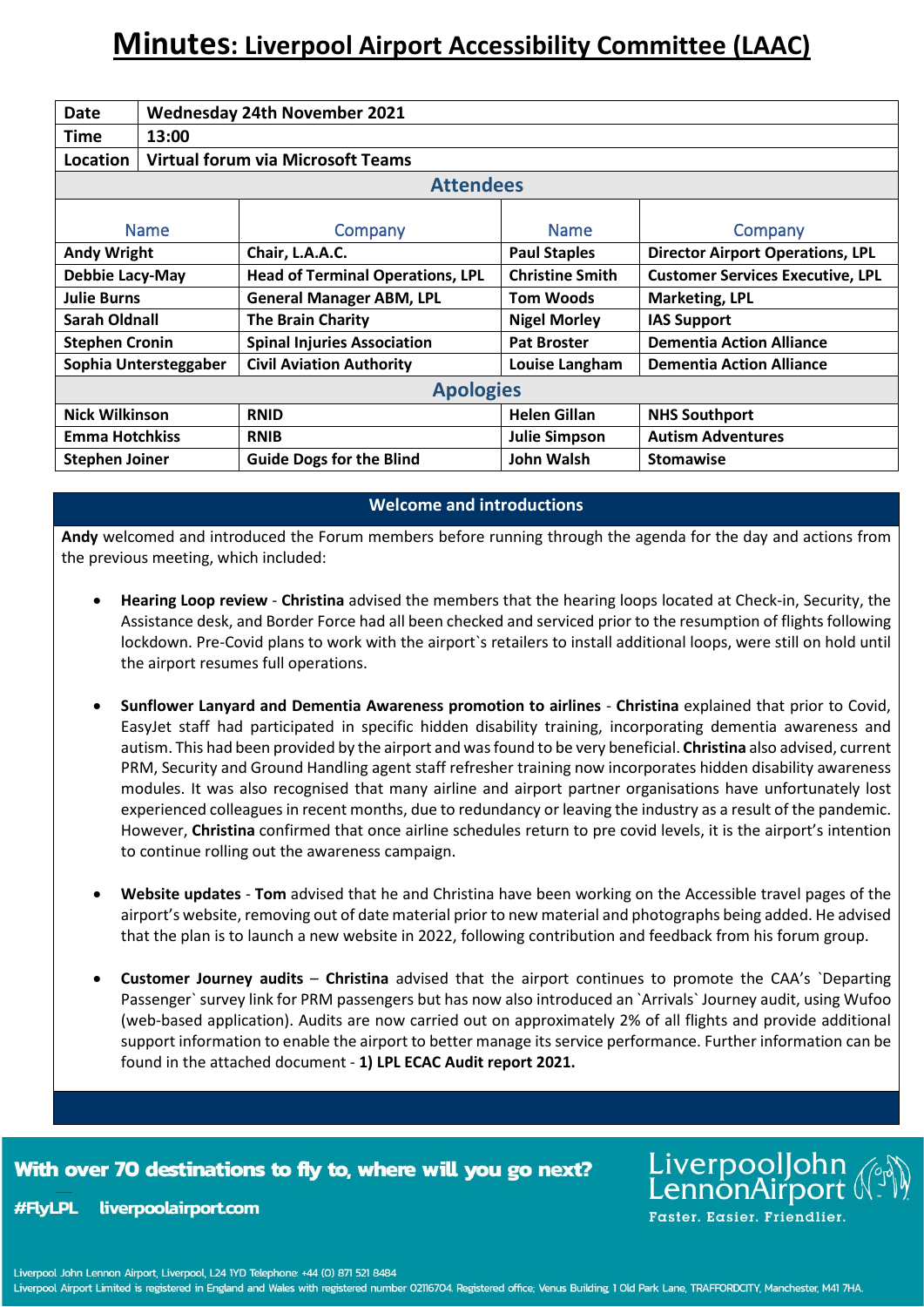# Minutes: Liverpool Airport Accessibility Committee (LAAC)

| | |
|---|---|
| **Date** | **Wednesday 24th November 2021** |
| **Time** | **13:00** |
| **Location** | **Virtual forum via Microsoft Teams** |

**Attendees**

| Name | Company | Name | Company |
|---|---|---|---|
| **Andy Wright** | **Chair, L.A.A.C.** | **Paul Staples** | **Director Airport Operations, LPL** |
| **Debbie Lacy-May** | **Head of Terminal Operations, LPL** | **Christine Smith** | **Customer Services Executive, LPL** |
| **Julie Burns** | **General Manager ABM, LPL** | **Tom Woods** | **Marketing, LPL** |
| **Sarah Oldnall** | **The Brain Charity** | **Nigel Morley** | **IAS Support** |
| **Stephen Cronin** | **Spinal Injuries Association** | **Pat Broster** | **Dementia Action Alliance** |
| **Sophia Untersteggaber** | **Civil Aviation Authority** | **Louise Langham** | **Dementia Action Alliance** |

**Apologies**

| Name | Company | Name | Company |
|---|---|---|---|
| **Nick Wilkinson** | **RNID** | **Helen Gillan** | **NHS Southport** |
| **Emma Hotchkiss** | **RNIB** | **Julie Simpson** | **Autism Adventures** |
| **Stephen Joiner** | **Guide Dogs for the Blind** | **John Walsh** | **Stomawise** |

## Welcome and introductions

**Andy** welcomed and introduced the Forum members before running through the agenda for the day and actions from the previous meeting, which included:

- **Hearing Loop review** - **Christina** advised the members that the hearing loops located at Check-in, Security, the Assistance desk, and Border Force had all been checked and serviced prior to the resumption of flights following lockdown. Pre-Covid plans to work with the airport`s retailers to install additional loops, were still on hold until the airport resumes full operations.

- **Sunflower Lanyard and Dementia Awareness promotion to airlines** - **Christina** explained that prior to Covid, EasyJet staff had participated in specific hidden disability training, incorporating dementia awareness and autism. This had been provided by the airport and was found to be very beneficial. **Christina** also advised, current PRM, Security and Ground Handling agent staff refresher training now incorporates hidden disability awareness modules. It was also recognised that many airline and airport partner organisations have unfortunately lost experienced colleagues in recent months, due to redundancy or leaving the industry as a result of the pandemic. However, **Christina** confirmed that once airline schedules return to pre covid levels, it is the airport's intention to continue rolling out the awareness campaign.

- **Website updates** - **Tom** advised that he and Christina have been working on the Accessible travel pages of the airport's website, removing out of date material prior to new material and photographs being added. He advised that the plan is to launch a new website in 2022, following contribution and feedback from his forum group.

- **Customer Journey audits** – **Christina** advised that the airport continues to promote the CAA's `Departing Passenger` survey link for PRM passengers but has now also introduced an `Arrivals` Journey audit, using Wufoo (web-based application). Audits are now carried out on approximately 2% of all flights and provide additional support information to enable the airport to better manage its service performance. Further information can be found in the attached document - **1) LPL ECAC Audit report 2021.**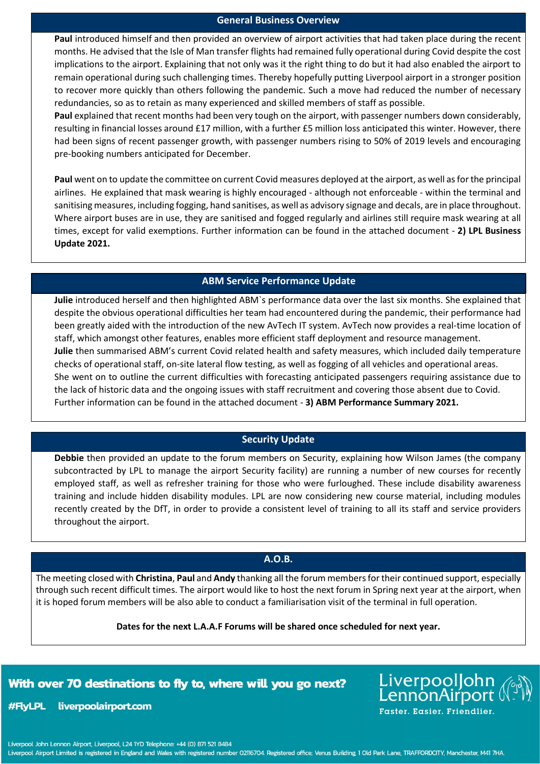## General Business Overview

**Paul** introduced himself and then provided an overview of airport activities that had taken place during the recent months. He advised that the Isle of Man transfer flights had remained fully operational during Covid despite the cost implications to the airport. Explaining that not only was it the right thing to do but it had also enabled the airport to remain operational during such challenging times. Thereby hopefully putting Liverpool airport in a stronger position to recover more quickly than others following the pandemic. Such a move had reduced the number of necessary redundancies, so as to retain as many experienced and skilled members of staff as possible.

**Paul** explained that recent months had been very tough on the airport, with passenger numbers down considerably, resulting in financial losses around £17 million, with a further £5 million loss anticipated this winter. However, there had been signs of recent passenger growth, with passenger numbers rising to 50% of 2019 levels and encouraging pre-booking numbers anticipated for December.

**Paul** went on to update the committee on current Covid measures deployed at the airport, as well as for the principal airlines. He explained that mask wearing is highly encouraged - although not enforceable - within the terminal and sanitising measures, including fogging, hand sanitises, as well as advisory signage and decals, are in place throughout. Where airport buses are in use, they are sanitised and fogged regularly and airlines still require mask wearing at all times, except for valid exemptions. Further information can be found in the attached document - **2) LPL Business Update 2021.**

## ABM Service Performance Update

**Julie** introduced herself and then highlighted ABM`s performance data over the last six months. She explained that despite the obvious operational difficulties her team had encountered during the pandemic, their performance had been greatly aided with the introduction of the new AvTech IT system. AvTech now provides a real-time location of staff, which amongst other features, enables more efficient staff deployment and resource management.

**Julie** then summarised ABM's current Covid related health and safety measures, which included daily temperature checks of operational staff, on-site lateral flow testing, as well as fogging of all vehicles and operational areas.

She went on to outline the current difficulties with forecasting anticipated passengers requiring assistance due to the lack of historic data and the ongoing issues with staff recruitment and covering those absent due to Covid.

Further information can be found in the attached document - **3) ABM Performance Summary 2021.**

## Security Update

**Debbie** then provided an update to the forum members on Security, explaining how Wilson James (the company subcontracted by LPL to manage the airport Security facility) are running a number of new courses for recently employed staff, as well as refresher training for those who were furloughed. These include disability awareness training and include hidden disability modules. LPL are now considering new course material, including modules recently created by the DfT, in order to provide a consistent level of training to all its staff and service providers throughout the airport.

## A.O.B.

The meeting closed with **Christina**, **Paul** and **Andy** thanking all the forum members for their continued support, especially through such recent difficult times. The airport would like to host the next forum in Spring next year at the airport, when it is hoped forum members will be also able to conduct a familiarisation visit of the terminal in full operation.

**Dates for the next L.A.A.F Forums will be shared once scheduled for next year.**

**With over 70 destinations to fly to, where will you go next?**

**#FlyLPL liverpoolairport.com**

Liverpool John Lennon Airport

Faster. Easier. Friendlier.

Liverpool John Lennon Airport, Liverpool, L24 1YD Telephone: +44 (0) 871 521 8484

Liverpool Airport Limited is registered in England and Wales with registered number 02116704. Registered office; Venus Building, 1 Old Park Lane, TRAFFORDCITY, Manchester, M41 7HA.